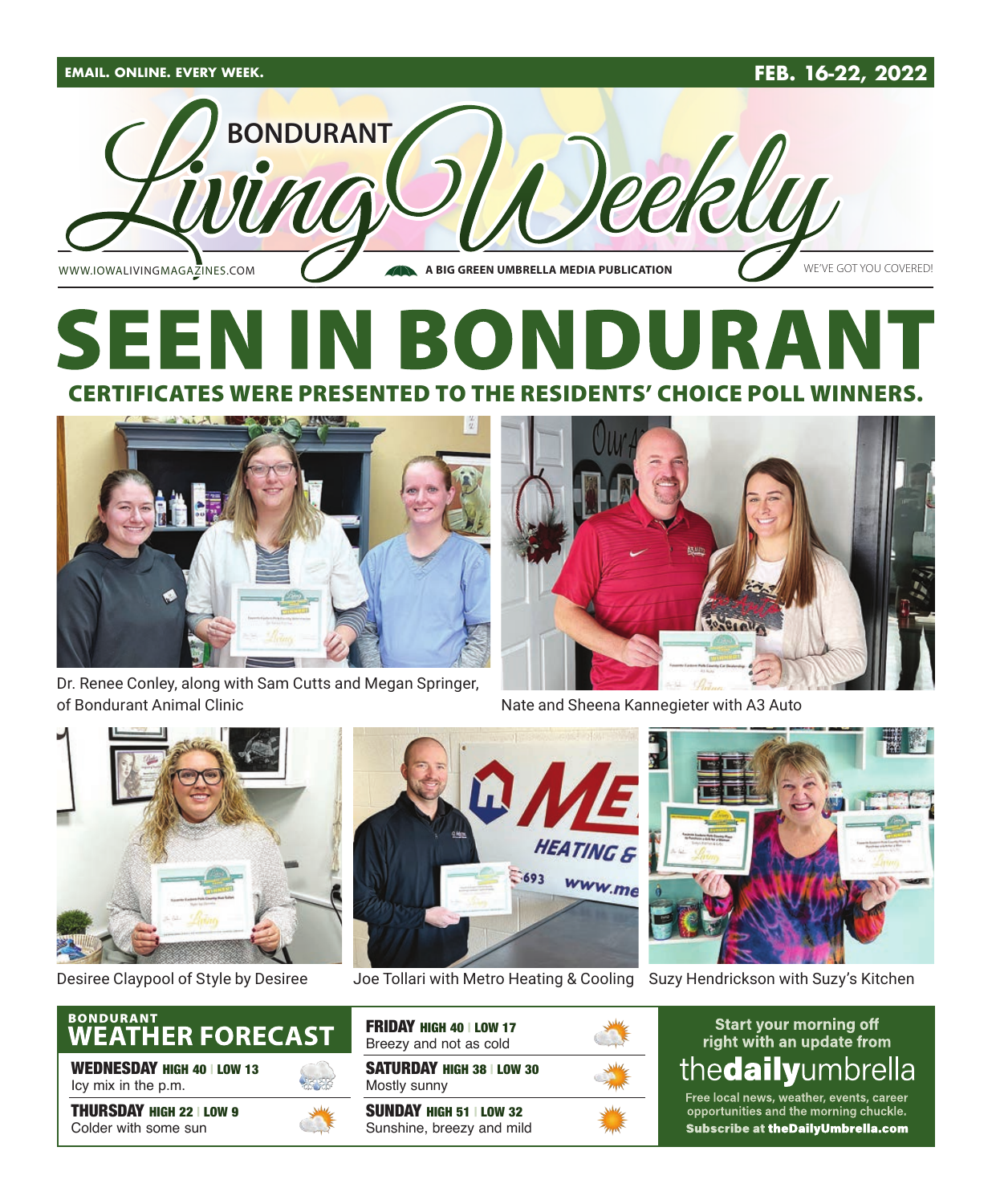EMAIL. ONLINE. EVERY WEEK.

FEB. 16-22, 2022

# BONDURANT Living Weekly

WWW.IOWALIVINGMAGAZINES.COM

A BIG GREEN UMBRELLA MEDIA PUBLICATION

WE'VE GOT YOU COVERED!

# SEEN IN BONDURANT

## CERTIFICATES WERE PRESENTED TO THE RESIDENTS' CHOICE POLL WINNERS.

Dr. Renee Conley, along with Sam Cutts and Megan Springer, of Bondurant Animal Clinic

Nate and Sheena Kannegieter with A3 Auto

Desiree Claypool of Style by Desiree

Joe Tollari with Metro Heating & Cooling

Suzy Hendrickson with Suzy's Kitchen

## BONDURANT WEATHER FORECAST

**WEDNESDAY** HIGH 40 | LOW 13
Icy mix in the p.m.

**THURSDAY** HIGH 22 | LOW 9
Colder with some sun

**FRIDAY** HIGH 40 | LOW 17
Breezy and not as cold

**SATURDAY** HIGH 38 | LOW 30
Mostly sunny

**SUNDAY** HIGH 51 | LOW 32
Sunshine, breezy and mild

Start your morning off right with an update from **thedailyumbrella**

Free local news, weather, events, career opportunities and the morning chuckle.

**Subscribe at theDailyUmbrella.com**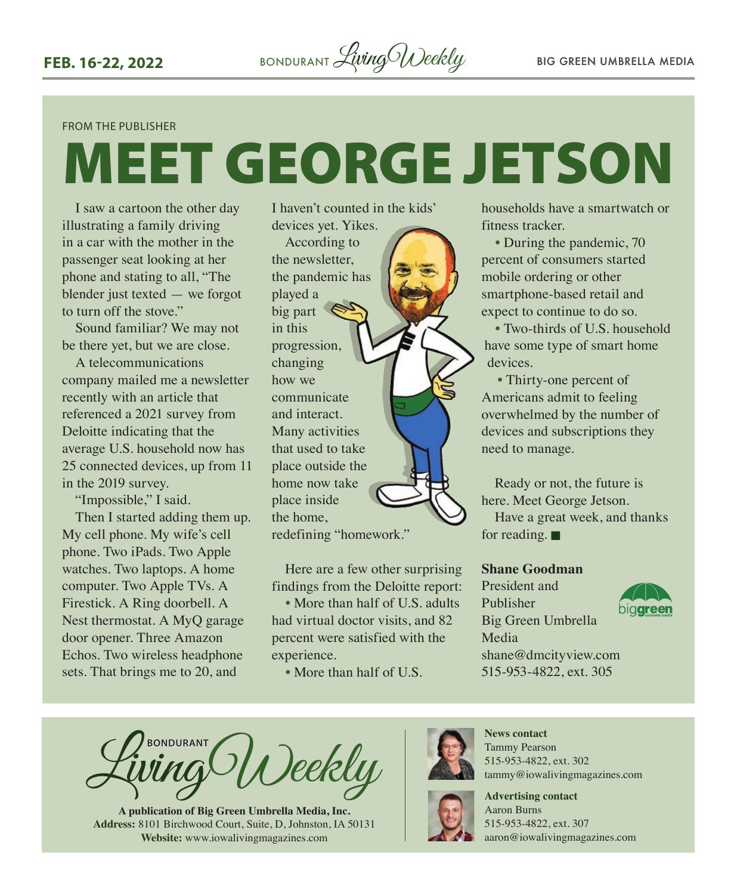FROM THE PUBLISHER

# MEET GEORGE JETSON

I saw a cartoon the other day illustrating a family driving in a car with the mother in the passenger seat looking at her phone and stating to all, "The blender just texted — we forgot to turn off the stove."

Sound familiar? We may not be there yet, but we are close.

A telecommunications company mailed me a newsletter recently with an article that referenced a 2021 survey from Deloitte indicating that the average U.S. household now has 25 connected devices, up from 11 in the 2019 survey.

"Impossible," I said.

Then I started adding them up. My cell phone. My wife's cell phone. Two iPads. Two Apple watches. Two laptops. A home computer. Two Apple TVs. A Firestick. A Ring doorbell. A Nest thermostat. A MyQ garage door opener. Three Amazon Echos. Two wireless headphone sets. That brings me to 20, and I haven't counted in the kids' devices yet. Yikes.

According to the newsletter, the pandemic has played a big part in this progression, changing how we communicate and interact. Many activities that used to take place outside the home now take place inside the home, redefining "homework."

Here are a few other surprising findings from the Deloitte report:

- More than half of U.S. adults had virtual doctor visits, and 82 percent were satisfied with the experience.
- More than half of U.S. households have a smartwatch or fitness tracker.
- During the pandemic, 70 percent of consumers started mobile ordering or other smartphone-based retail and expect to continue to do so.
- Two-thirds of U.S. household have some type of smart home devices.
- Thirty-one percent of Americans admit to feeling overwhelmed by the number of devices and subscriptions they need to manage.

Ready or not, the future is here. Meet George Jetson.

Have a great week, and thanks for reading. ■

**Shane Goodman**
President and Publisher
Big Green Umbrella Media
shane@dmcityview.com
515-953-4822, ext. 305

---

BONDURANT Living Weekly

**A publication of Big Green Umbrella Media, Inc.**
**Address:** 8101 Birchwood Court, Suite, D, Johnston, IA 50131
**Website:** www.iowalivingmagazines.com

**News contact**
Tammy Pearson
515-953-4822, ext. 302
tammy@iowalivingmagazines.com

**Advertising contact**
Aaron Burns
515-953-4822, ext. 307
aaron@iowalivingmagazines.com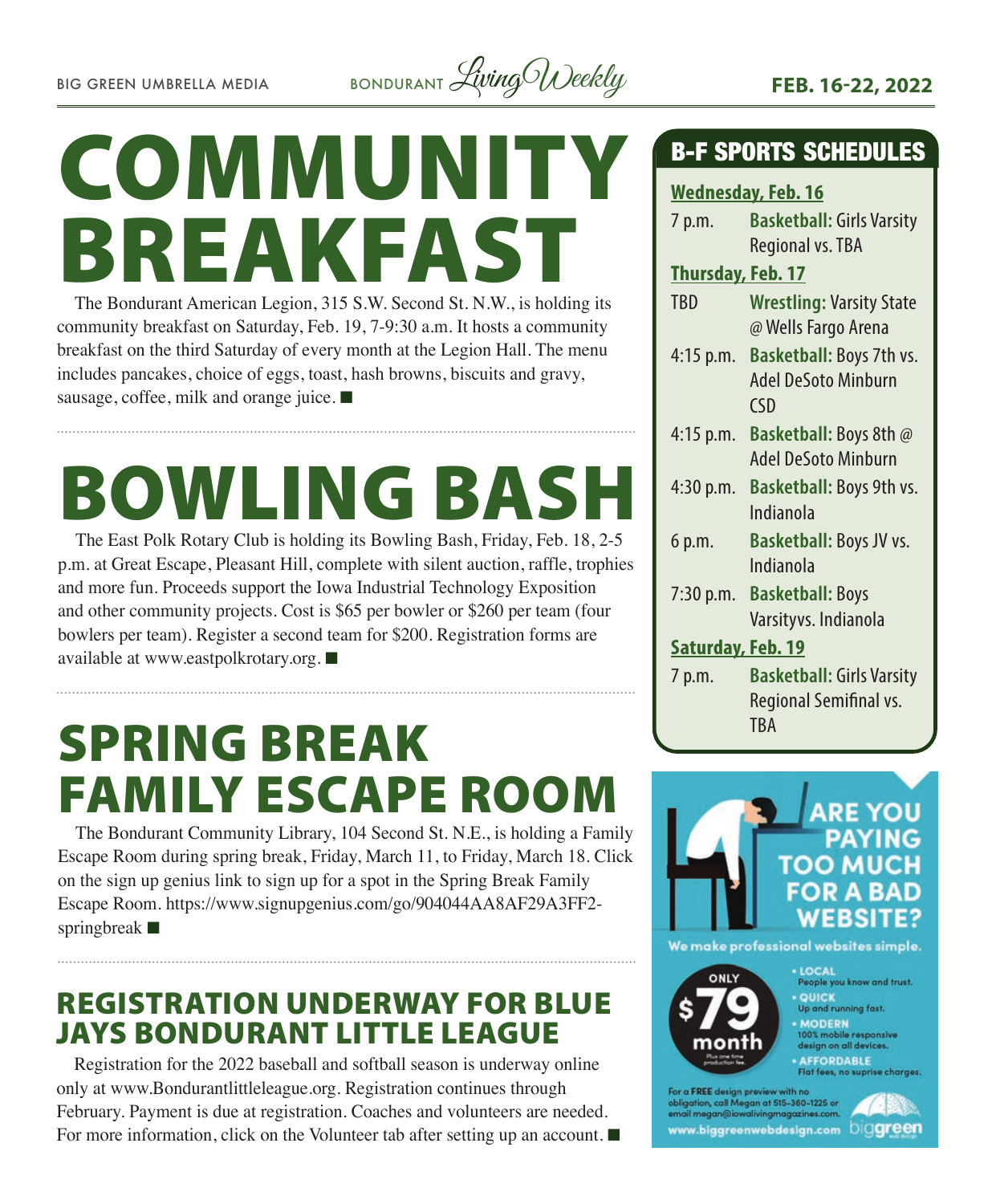# COMMUNITY BREAKFAST

The Bondurant American Legion, 315 S.W. Second St. N.W., is holding its community breakfast on Saturday, Feb. 19, 7-9:30 a.m. It hosts a community breakfast on the third Saturday of every month at the Legion Hall. The menu includes pancakes, choice of eggs, toast, hash browns, biscuits and gravy, sausage, coffee, milk and orange juice. ■

# BOWLING BASH

The East Polk Rotary Club is holding its Bowling Bash, Friday, Feb. 18, 2-5 p.m. at Great Escape, Pleasant Hill, complete with silent auction, raffle, trophies and more fun. Proceeds support the Iowa Industrial Technology Exposition and other community projects. Cost is $65 per bowler or $260 per team (four bowlers per team). Register a second team for $200. Registration forms are available at www.eastpolkrotary.org. ■

# SPRING BREAK FAMILY ESCAPE ROOM

The Bondurant Community Library, 104 Second St. N.E., is holding a Family Escape Room during spring break, Friday, March 11, to Friday, March 18. Click on the sign up genius link to sign up for a spot in the Spring Break Family Escape Room. https://www.signupgenius.com/go/904044AA8AF29A3FF2-springbreak ■

## REGISTRATION UNDERWAY FOR BLUE JAYS BONDURANT LITTLE LEAGUE

Registration for the 2022 baseball and softball season is underway online only at www.Bondurantlittleleague.org. Registration continues through February. Payment is due at registration. Coaches and volunteers are needed. For more information, click on the Volunteer tab after setting up an account. ■

## B-F SPORTS SCHEDULES

**Wednesday, Feb. 16**

| Time | Event |
|---|---|
| 7 p.m. | **Basketball:** Girls Varsity Regional vs. TBA |

**Thursday, Feb. 17**

| Time | Event |
|---|---|
| TBD | **Wrestling:** Varsity State @ Wells Fargo Arena |
| 4:15 p.m. | **Basketball:** Boys 7th vs. Adel DeSoto Minburn CSD |
| 4:15 p.m. | **Basketball:** Boys 8th @ Adel DeSoto Minburn |
| 4:30 p.m. | **Basketball:** Boys 9th vs. Indianola |
| 6 p.m. | **Basketball:** Boys JV vs. Indianola |
| 7:30 p.m. | **Basketball:** Boys Varsityvs. Indianola |

**Saturday, Feb. 19**

| Time | Event |
|---|---|
| 7 p.m. | **Basketball:** Girls Varsity Regional Semifinal vs. TBA |

**ARE YOU PAYING TOO MUCH FOR A BAD WEBSITE?**

We make professional websites simple.

ONLY $79 month

Plus one time production fee.

- LOCAL People you know and trust.
- QUICK Up and running fast.
- MODERN 100% mobile responsive design on all devices.
- AFFORDABLE Flat fees, no suprise charges.

For a **FREE** design preview with no obligation, call Megan at 515-360-1225 or email megan@iowalivingmagazines.com.

www.biggreenwebdesign.com biggreen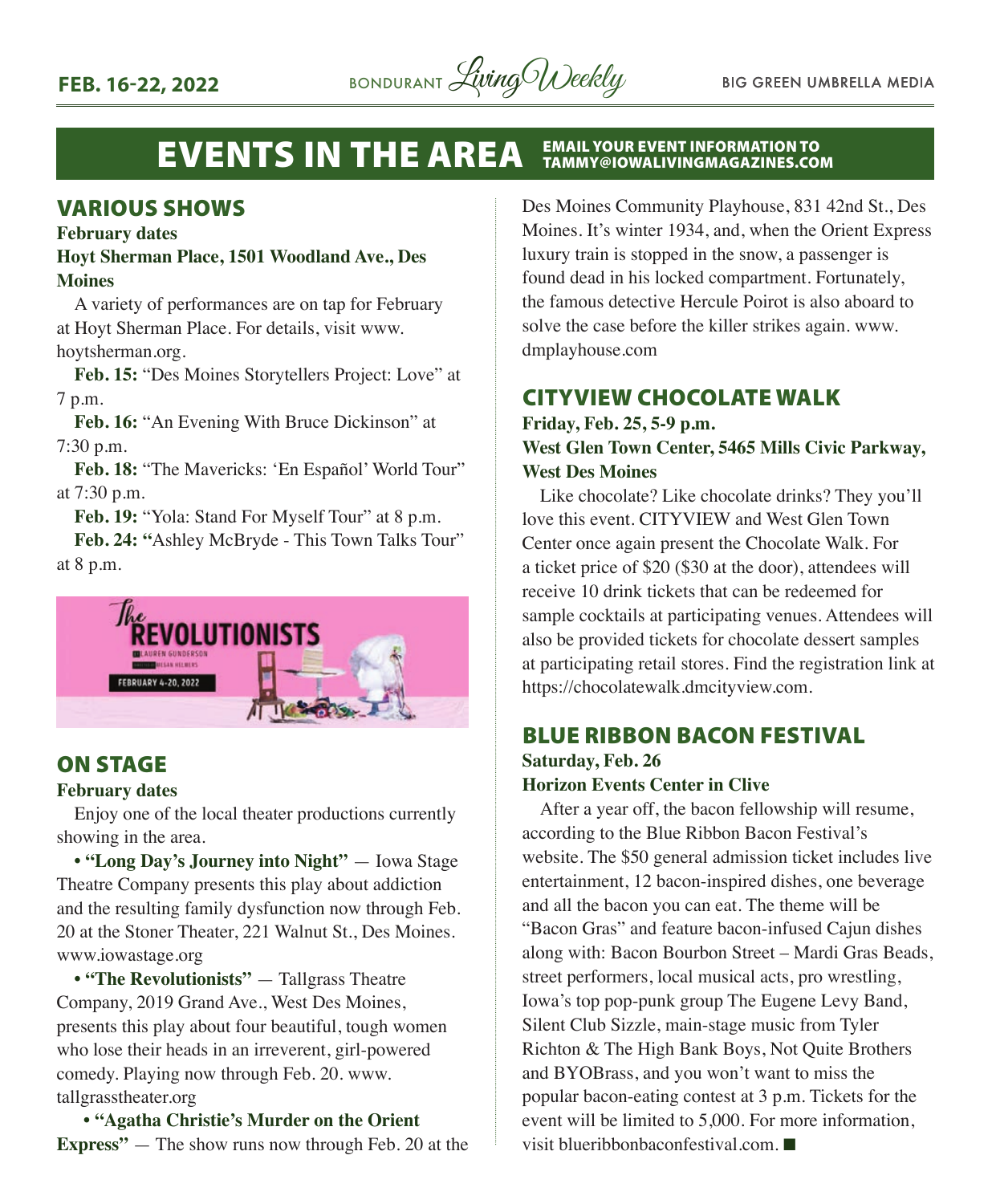# EVENTS IN THE AREA

EMAIL YOUR EVENT INFORMATION TO TAMMY@IOWALIVINGMAGAZINES.COM

## VARIOUS SHOWS

**February dates**

**Hoyt Sherman Place, 1501 Woodland Ave., Des Moines**

A variety of performances are on tap for February at Hoyt Sherman Place. For details, visit www.hoytsherman.org.

**Feb. 15:** "Des Moines Storytellers Project: Love" at 7 p.m.

**Feb. 16:** "An Evening With Bruce Dickinson" at 7:30 p.m.

**Feb. 18:** "The Mavericks: 'En Español' World Tour" at 7:30 p.m.

**Feb. 19:** "Yola: Stand For Myself Tour" at 8 p.m.

**Feb. 24: "**Ashley McBryde - This Town Talks Tour" at 8 p.m.

## ON STAGE

**February dates**

Enjoy one of the local theater productions currently showing in the area.

- **"Long Day's Journey into Night"** — Iowa Stage Theatre Company presents this play about addiction and the resulting family dysfunction now through Feb. 20 at the Stoner Theater, 221 Walnut St., Des Moines. www.iowastage.org
- **"The Revolutionists"** — Tallgrass Theatre Company, 2019 Grand Ave., West Des Moines, presents this play about four beautiful, tough women who lose their heads in an irreverent, girl-powered comedy. Playing now through Feb. 20. www.tallgrasstheater.org
- **"Agatha Christie's Murder on the Orient Express"** — The show runs now through Feb. 20 at the Des Moines Community Playhouse, 831 42nd St., Des Moines. It's winter 1934, and, when the Orient Express luxury train is stopped in the snow, a passenger is found dead in his locked compartment. Fortunately, the famous detective Hercule Poirot is also aboard to solve the case before the killer strikes again. www.dmplayhouse.com

## CITYVIEW CHOCOLATE WALK

**Friday, Feb. 25, 5-9 p.m.**

**West Glen Town Center, 5465 Mills Civic Parkway, West Des Moines**

Like chocolate? Like chocolate drinks? They you'll love this event. CITYVIEW and West Glen Town Center once again present the Chocolate Walk. For a ticket price of $20 ($30 at the door), attendees will receive 10 drink tickets that can be redeemed for sample cocktails at participating venues. Attendees will also be provided tickets for chocolate dessert samples at participating retail stores. Find the registration link at https://chocolatewalk.dmcityview.com.

## BLUE RIBBON BACON FESTIVAL

**Saturday, Feb. 26**

**Horizon Events Center in Clive**

After a year off, the bacon fellowship will resume, according to the Blue Ribbon Bacon Festival's website. The $50 general admission ticket includes live entertainment, 12 bacon-inspired dishes, one beverage and all the bacon you can eat. The theme will be "Bacon Gras" and feature bacon-infused Cajun dishes along with: Bacon Bourbon Street – Mardi Gras Beads, street performers, local musical acts, pro wrestling, Iowa's top pop-punk group The Eugene Levy Band, Silent Club Sizzle, main-stage music from Tyler Richton & The High Bank Boys, Not Quite Brothers and BYOBrass, and you won't want to miss the popular bacon-eating contest at 3 p.m. Tickets for the event will be limited to 5,000. For more information, visit blueribbonbaconfestival.com. ■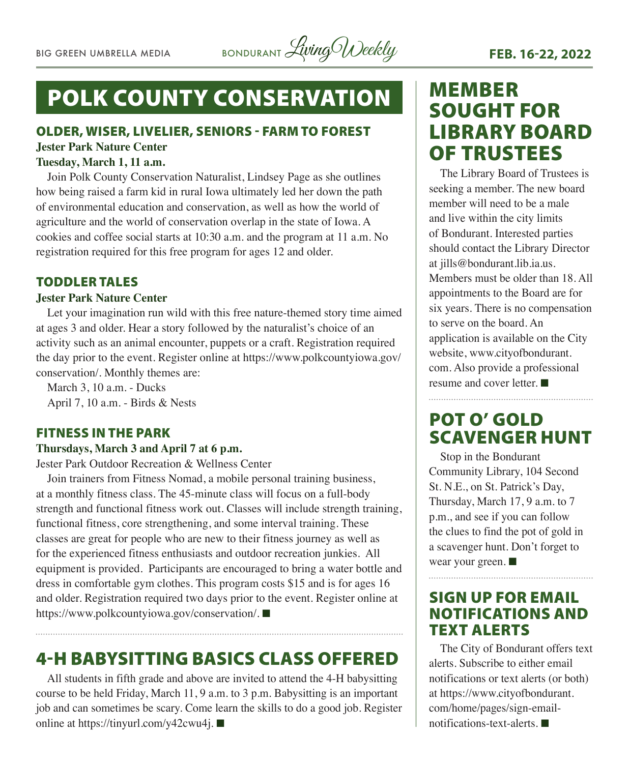# POLK COUNTY CONSERVATION

## OLDER, WISER, LIVELIER, SENIORS - FARM TO FOREST

**Jester Park Nature Center**

**Tuesday, March 1, 11 a.m.**

Join Polk County Conservation Naturalist, Lindsey Page as she outlines how being raised a farm kid in rural Iowa ultimately led her down the path of environmental education and conservation, as well as how the world of agriculture and the world of conservation overlap in the state of Iowa. A cookies and coffee social starts at 10:30 a.m. and the program at 11 a.m. No registration required for this free program for ages 12 and older.

## TODDLER TALES

**Jester Park Nature Center**

Let your imagination run wild with this free nature-themed story time aimed at ages 3 and older. Hear a story followed by the naturalist's choice of an activity such as an animal encounter, puppets or a craft. Registration required the day prior to the event. Register online at https://www.polkcountyiowa.gov/conservation/. Monthly themes are:

March 3, 10 a.m. - Ducks

April 7, 10 a.m. - Birds & Nests

## FITNESS IN THE PARK

**Thursdays, March 3 and April 7 at 6 p.m.**

Jester Park Outdoor Recreation & Wellness Center

Join trainers from Fitness Nomad, a mobile personal training business, at a monthly fitness class. The 45-minute class will focus on a full-body strength and functional fitness work out. Classes will include strength training, functional fitness, core strengthening, and some interval training. These classes are great for people who are new to their fitness journey as well as for the experienced fitness enthusiasts and outdoor recreation junkies. All equipment is provided. Participants are encouraged to bring a water bottle and dress in comfortable gym clothes. This program costs $15 and is for ages 16 and older. Registration required two days prior to the event. Register online at https://www.polkcountyiowa.gov/conservation/. ■

# 4-H BABYSITTING BASICS CLASS OFFERED

All students in fifth grade and above are invited to attend the 4-H babysitting course to be held Friday, March 11, 9 a.m. to 3 p.m. Babysitting is an important job and can sometimes be scary. Come learn the skills to do a good job. Register online at https://tinyurl.com/y42cwu4j. ■

# MEMBER SOUGHT FOR LIBRARY BOARD OF TRUSTEES

The Library Board of Trustees is seeking a member. The new board member will need to be a male and live within the city limits of Bondurant. Interested parties should contact the Library Director at jills@bondurant.lib.ia.us. Members must be older than 18. All appointments to the Board are for six years. There is no compensation to serve on the board. An application is available on the City website, www.cityofbondurant.com. Also provide a professional resume and cover letter. ■

# POT O' GOLD SCAVENGER HUNT

Stop in the Bondurant Community Library, 104 Second St. N.E., on St. Patrick's Day, Thursday, March 17, 9 a.m. to 7 p.m., and see if you can follow the clues to find the pot of gold in a scavenger hunt. Don't forget to wear your green. ■

# SIGN UP FOR EMAIL NOTIFICATIONS AND TEXT ALERTS

The City of Bondurant offers text alerts. Subscribe to either email notifications or text alerts (or both) at https://www.cityofbondurant.com/home/pages/sign-email-notifications-text-alerts. ■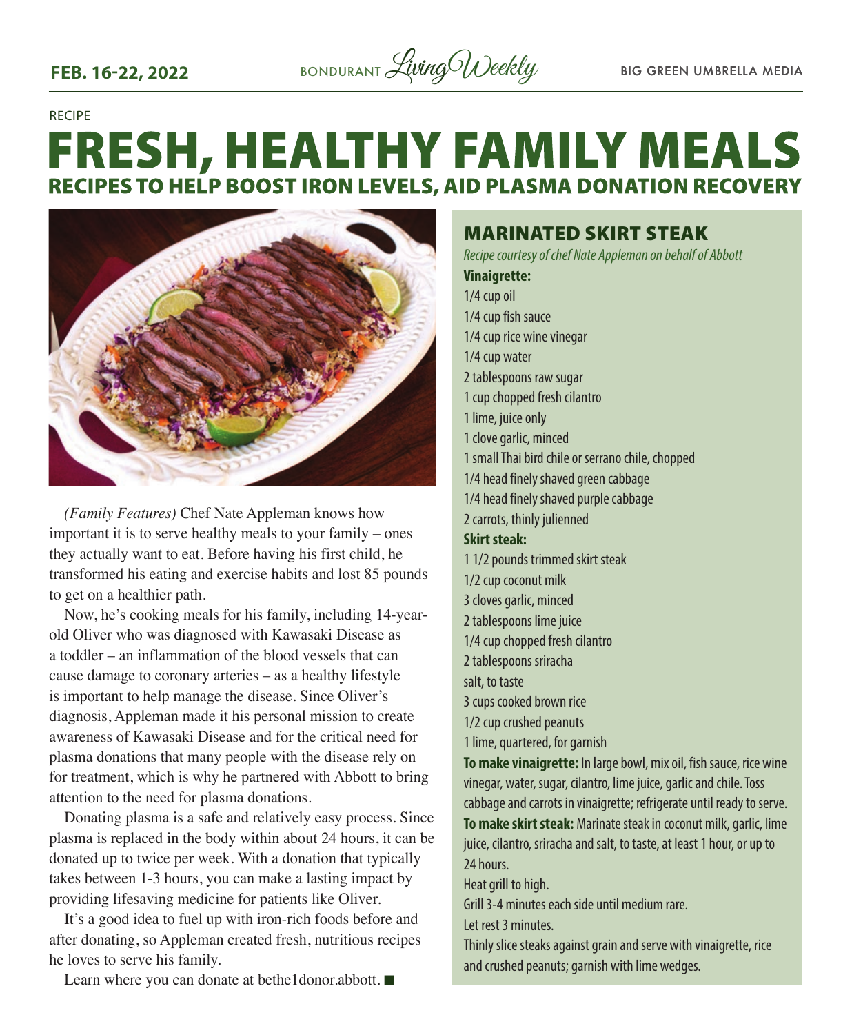RECIPE

# FRESH, HEALTHY FAMILY MEALS

## RECIPES TO HELP BOOST IRON LEVELS, AID PLASMA DONATION RECOVERY

*(Family Features)* Chef Nate Appleman knows how important it is to serve healthy meals to your family – ones they actually want to eat. Before having his first child, he transformed his eating and exercise habits and lost 85 pounds to get on a healthier path.

Now, he's cooking meals for his family, including 14-year-old Oliver who was diagnosed with Kawasaki Disease as a toddler – an inflammation of the blood vessels that can cause damage to coronary arteries – as a healthy lifestyle is important to help manage the disease. Since Oliver's diagnosis, Appleman made it his personal mission to create awareness of Kawasaki Disease and for the critical need for plasma donations that many people with the disease rely on for treatment, which is why he partnered with Abbott to bring attention to the need for plasma donations.

Donating plasma is a safe and relatively easy process. Since plasma is replaced in the body within about 24 hours, it can be donated up to twice per week. With a donation that typically takes between 1-3 hours, you can make a lasting impact by providing lifesaving medicine for patients like Oliver.

It's a good idea to fuel up with iron-rich foods before and after donating, so Appleman created fresh, nutritious recipes he loves to serve his family.

Learn where you can donate at bethe1donor.abbott. ■

### MARINATED SKIRT STEAK

*Recipe courtesy of chef Nate Appleman on behalf of Abbott*

**Vinaigrette:**

1/4 cup oil
1/4 cup fish sauce
1/4 cup rice wine vinegar
1/4 cup water
2 tablespoons raw sugar
1 cup chopped fresh cilantro
1 lime, juice only
1 clove garlic, minced
1 small Thai bird chile or serrano chile, chopped
1/4 head finely shaved green cabbage
1/4 head finely shaved purple cabbage
2 carrots, thinly julienned

**Skirt steak:**

1 1/2 pounds trimmed skirt steak
1/2 cup coconut milk
3 cloves garlic, minced
2 tablespoons lime juice
1/4 cup chopped fresh cilantro
2 tablespoons sriracha
salt, to taste
3 cups cooked brown rice
1/2 cup crushed peanuts
1 lime, quartered, for garnish

**To make vinaigrette:** In large bowl, mix oil, fish sauce, rice wine vinegar, water, sugar, cilantro, lime juice, garlic and chile. Toss cabbage and carrots in vinaigrette; refrigerate until ready to serve.

**To make skirt steak:** Marinate steak in coconut milk, garlic, lime juice, cilantro, sriracha and salt, to taste, at least 1 hour, or up to 24 hours.

Heat grill to high.

Grill 3-4 minutes each side until medium rare.

Let rest 3 minutes.

Thinly slice steaks against grain and serve with vinaigrette, rice and crushed peanuts; garnish with lime wedges.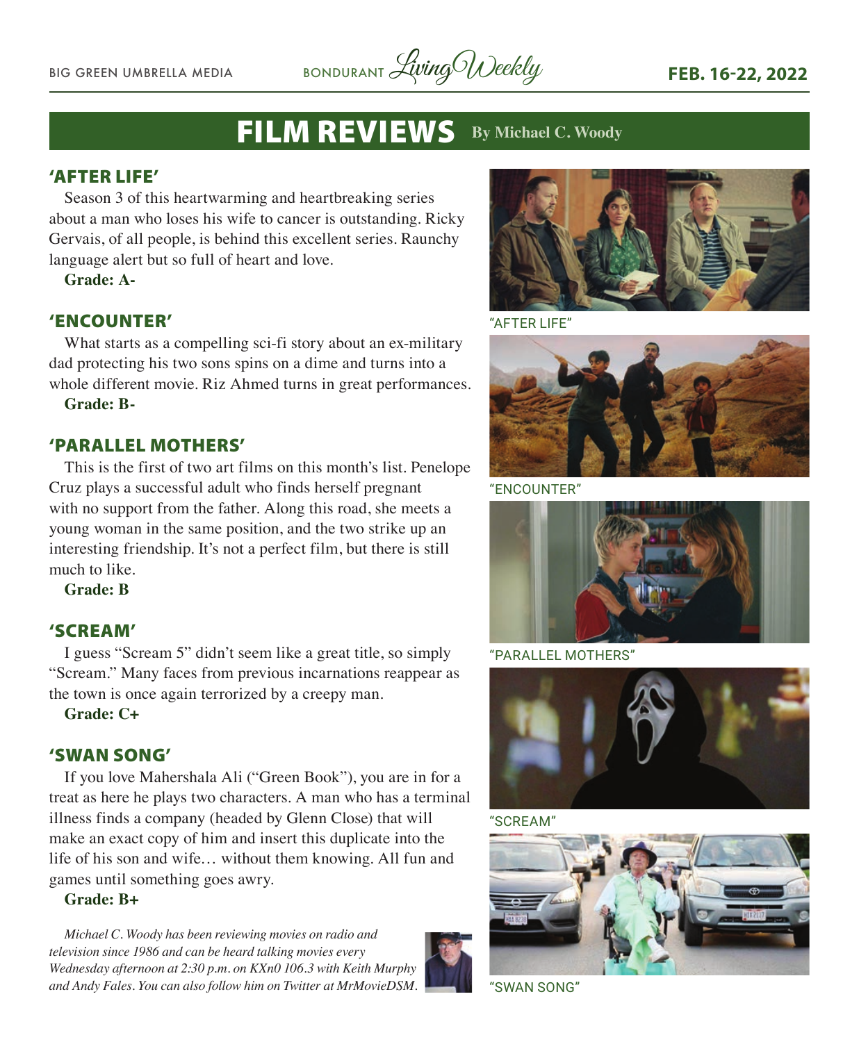# FILM REVIEWS By Michael C. Woody

## 'AFTER LIFE'

Season 3 of this heartwarming and heartbreaking series about a man who loses his wife to cancer is outstanding. Ricky Gervais, of all people, is behind this excellent series. Raunchy language alert but so full of heart and love.

**Grade: A-**

## 'ENCOUNTER'

What starts as a compelling sci-fi story about an ex-military dad protecting his two sons spins on a dime and turns into a whole different movie. Riz Ahmed turns in great performances.

**Grade: B-**

## 'PARALLEL MOTHERS'

This is the first of two art films on this month's list. Penelope Cruz plays a successful adult who finds herself pregnant with no support from the father. Along this road, she meets a young woman in the same position, and the two strike up an interesting friendship. It's not a perfect film, but there is still much to like.

**Grade: B**

## 'SCREAM'

I guess "Scream 5" didn't seem like a great title, so simply "Scream." Many faces from previous incarnations reappear as the town is once again terrorized by a creepy man.

**Grade: C+**

## 'SWAN SONG'

If you love Mahershala Ali ("Green Book"), you are in for a treat as here he plays two characters. A man who has a terminal illness finds a company (headed by Glenn Close) that will make an exact copy of him and insert this duplicate into the life of his son and wife… without them knowing. All fun and games until something goes awry.

**Grade: B+**

*Michael C. Woody has been reviewing movies on radio and television since 1986 and can be heard talking movies every Wednesday afternoon at 2:30 p.m. on KXn0 106.3 with Keith Murphy and Andy Fales. You can also follow him on Twitter at MrMovieDSM.*

"AFTER LIFE"

"ENCOUNTER"

"PARALLEL MOTHERS"

"SCREAM"

"SWAN SONG"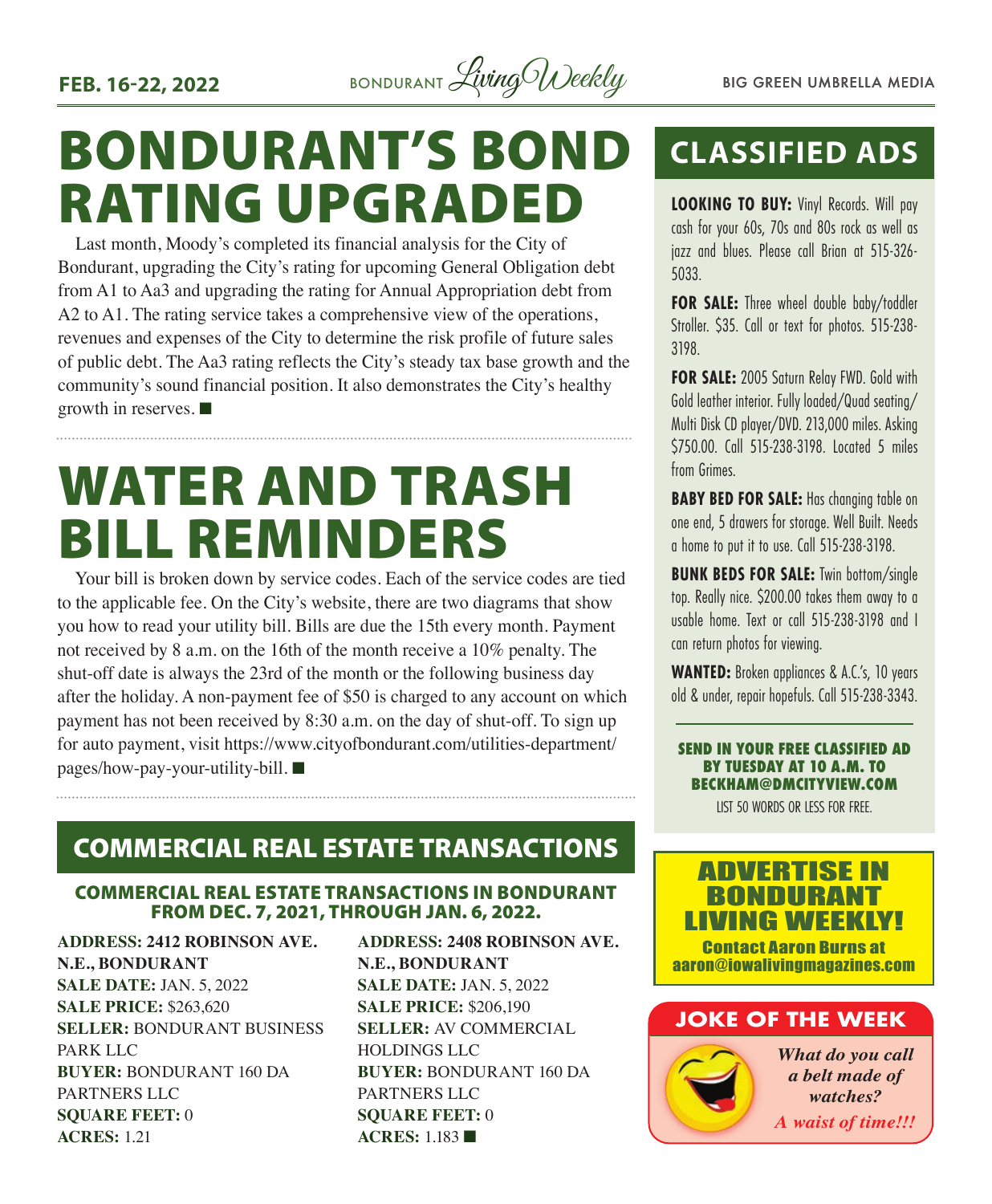# BONDURANT'S BOND RATING UPGRADED

Last month, Moody's completed its financial analysis for the City of Bondurant, upgrading the City's rating for upcoming General Obligation debt from A1 to Aa3 and upgrading the rating for Annual Appropriation debt from A2 to A1. The rating service takes a comprehensive view of the operations, revenues and expenses of the City to determine the risk profile of future sales of public debt. The Aa3 rating reflects the City's steady tax base growth and the community's sound financial position. It also demonstrates the City's healthy growth in reserves. ■

# WATER AND TRASH BILL REMINDERS

Your bill is broken down by service codes. Each of the service codes are tied to the applicable fee. On the City's website, there are two diagrams that show you how to read your utility bill. Bills are due the 15th every month. Payment not received by 8 a.m. on the 16th of the month receive a 10% penalty. The shut-off date is always the 23rd of the month or the following business day after the holiday. A non-payment fee of $50 is charged to any account on which payment has not been received by 8:30 a.m. on the day of shut-off. To sign up for auto payment, visit https://www.cityofbondurant.com/utilities-department/pages/how-pay-your-utility-bill. ■

## COMMERCIAL REAL ESTATE TRANSACTIONS

### COMMERCIAL REAL ESTATE TRANSACTIONS IN BONDURANT FROM DEC. 7, 2021, THROUGH JAN. 6, 2022.

**ADDRESS: 2412 ROBINSON AVE. N.E., BONDURANT**
**SALE DATE:** JAN. 5, 2022
**SALE PRICE:** $263,620
**SELLER:** BONDURANT BUSINESS PARK LLC
**BUYER:** BONDURANT 160 DA PARTNERS LLC
**SQUARE FEET:** 0
**ACRES:** 1.21

**ADDRESS: 2408 ROBINSON AVE. N.E., BONDURANT**
**SALE DATE:** JAN. 5, 2022
**SALE PRICE:** $206,190
**SELLER:** AV COMMERCIAL HOLDINGS LLC
**BUYER:** BONDURANT 160 DA PARTNERS LLC
**SQUARE FEET:** 0
**ACRES:** 1.183 ■

## CLASSIFIED ADS

**LOOKING TO BUY:** Vinyl Records. Will pay cash for your 60s, 70s and 80s rock as well as jazz and blues. Please call Brian at 515-326-5033.

**FOR SALE:** Three wheel double baby/toddler Stroller. $35. Call or text for photos. 515-238-3198.

**FOR SALE:** 2005 Saturn Relay FWD. Gold with Gold leather interior. Fully loaded/Quad seating/Multi Disk CD player/DVD. 213,000 miles. Asking $750.00. Call 515-238-3198. Located 5 miles from Grimes.

**BABY BED FOR SALE:** Has changing table on one end, 5 drawers for storage. Well Built. Needs a home to put it to use. Call 515-238-3198.

**BUNK BEDS FOR SALE:** Twin bottom/single top. Really nice. $200.00 takes them away to a usable home. Text or call 515-238-3198 and I can return photos for viewing.

**WANTED:** Broken appliances & A.C.'s, 10 years old & under, repair hopefuls. Call 515-238-3343.

**SEND IN YOUR FREE CLASSIFIED AD BY TUESDAY AT 10 A.M. TO BECKHAM@DMCITYVIEW.COM**
LIST 50 WORDS OR LESS FOR FREE.

**ADVERTISE IN BONDURANT LIVING WEEKLY!**
Contact Aaron Burns at aaron@iowalivingmagazines.com

## JOKE OF THE WEEK

*What do you call a belt made of watches?*

*A waist of time!!!*